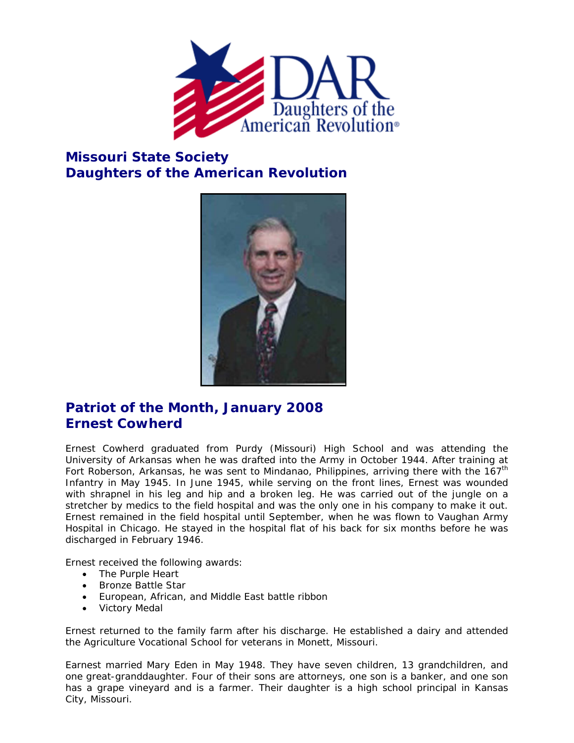## Missouri State Society
## Daughters of the American Revolution

## Patriot of the Month, January 2008
## Ernest Cowherd

Ernest Cowherd graduated from Purdy (Missouri) High School and was attending the University of Arkansas when he was drafted into the Army in October 1944. After training at Fort Roberson, Arkansas, he was sent to Mindanao, Philippines, arriving there with the 167th Infantry in May 1945. In June 1945, while serving on the front lines, Ernest was wounded with shrapnel in his leg and hip and a broken leg. He was carried out of the jungle on a stretcher by medics to the field hospital and was the only one in his company to make it out. Ernest remained in the field hospital until September, when he was flown to Vaughan Army Hospital in Chicago. He stayed in the hospital flat of his back for six months before he was discharged in February 1946.

Ernest received the following awards:

- The Purple Heart
- Bronze Battle Star
- European, African, and Middle East battle ribbon
- Victory Medal

Ernest returned to the family farm after his discharge. He established a dairy and attended the Agriculture Vocational School for veterans in Monett, Missouri.

Earnest married Mary Eden in May 1948. They have seven children, 13 grandchildren, and one great-granddaughter. Four of their sons are attorneys, one son is a banker, and one son has a grape vineyard and is a farmer. Their daughter is a high school principal in Kansas City, Missouri.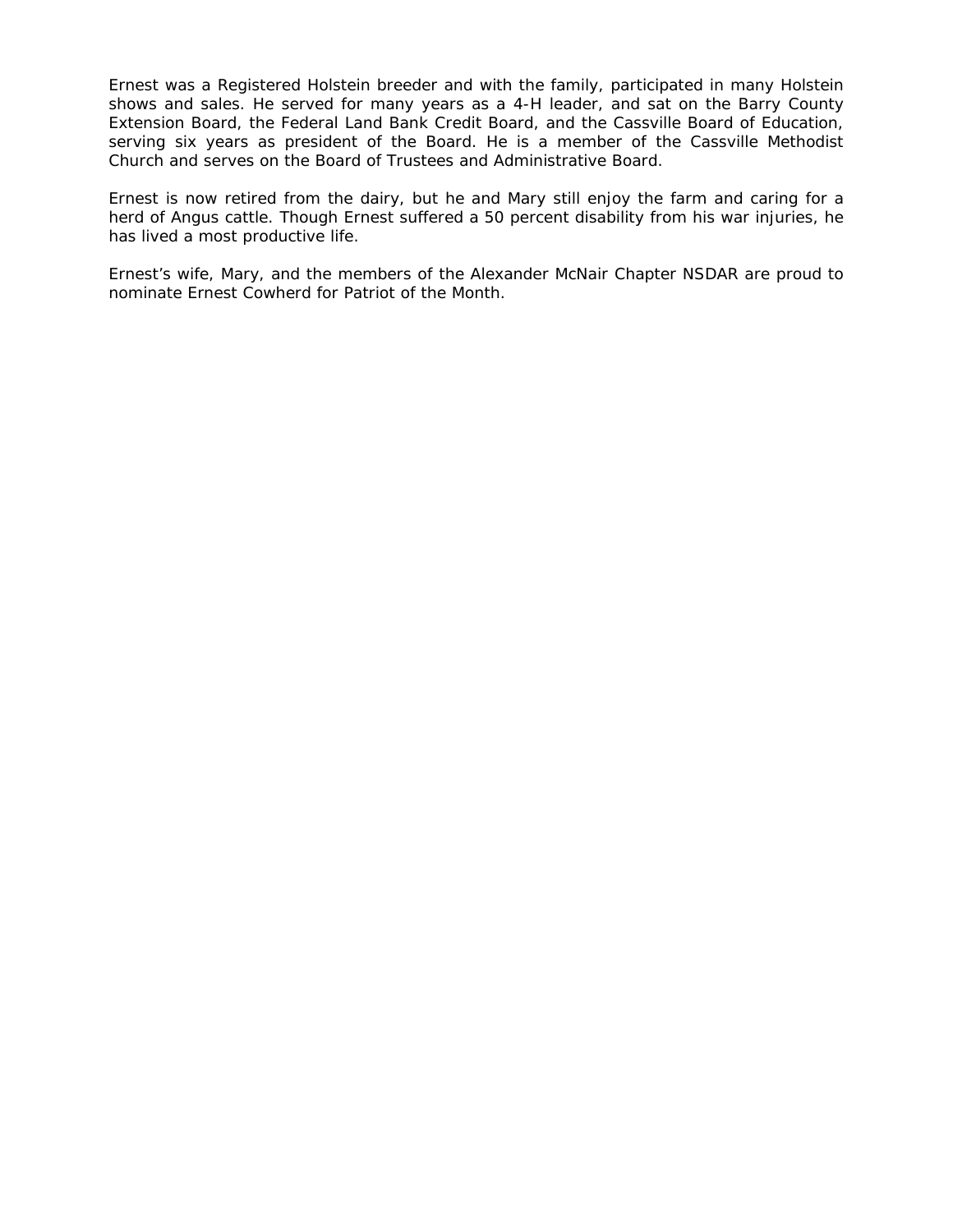Ernest was a Registered Holstein breeder and with the family, participated in many Holstein shows and sales. He served for many years as a 4-H leader, and sat on the Barry County Extension Board, the Federal Land Bank Credit Board, and the Cassville Board of Education, serving six years as president of the Board. He is a member of the Cassville Methodist Church and serves on the Board of Trustees and Administrative Board.

Ernest is now retired from the dairy, but he and Mary still enjoy the farm and caring for a herd of Angus cattle. Though Ernest suffered a 50 percent disability from his war injuries, he has lived a most productive life.

Ernest's wife, Mary, and the members of the Alexander McNair Chapter NSDAR are proud to nominate Ernest Cowherd for Patriot of the Month.